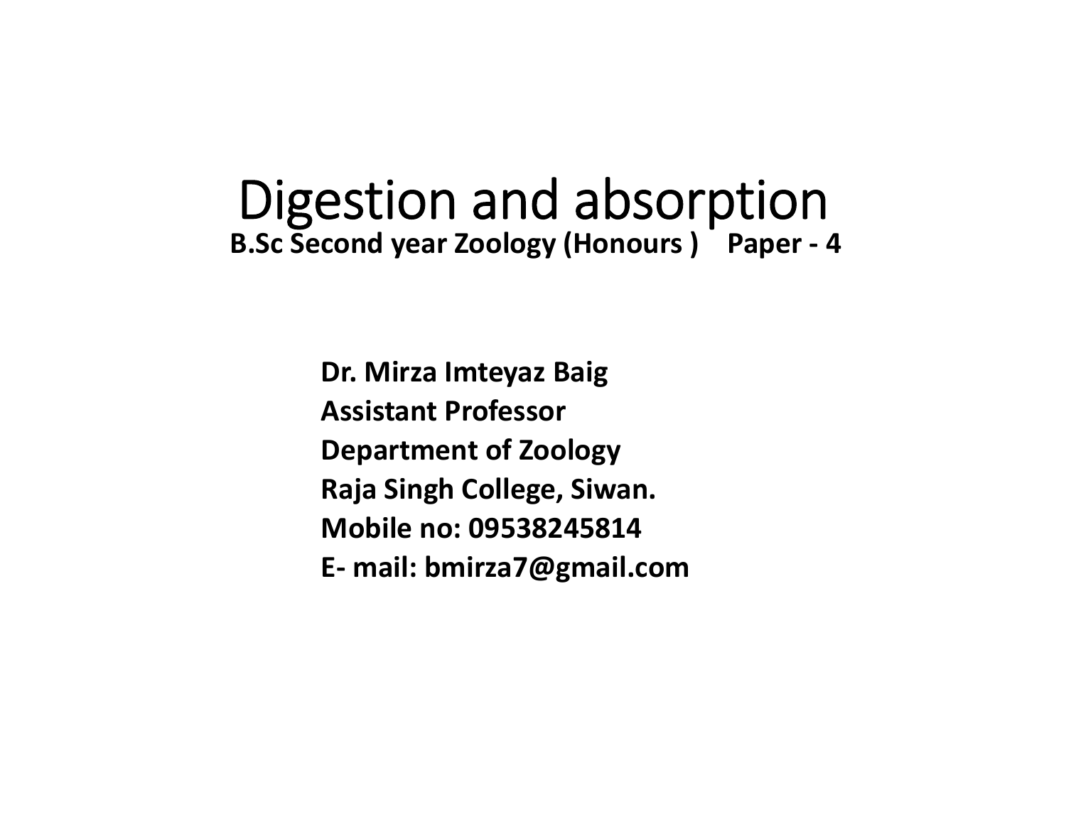# Digestion and absorption

**B.Sc Second year Zoology (Honours ) Paper - 4**

**Dr. Mirza Imteyaz Baig**
**Assistant Professor**
**Department of Zoology**
**Raja Singh College, Siwan.**
**Mobile no: 09538245814**
**E- mail: bmirza7@gmail.com**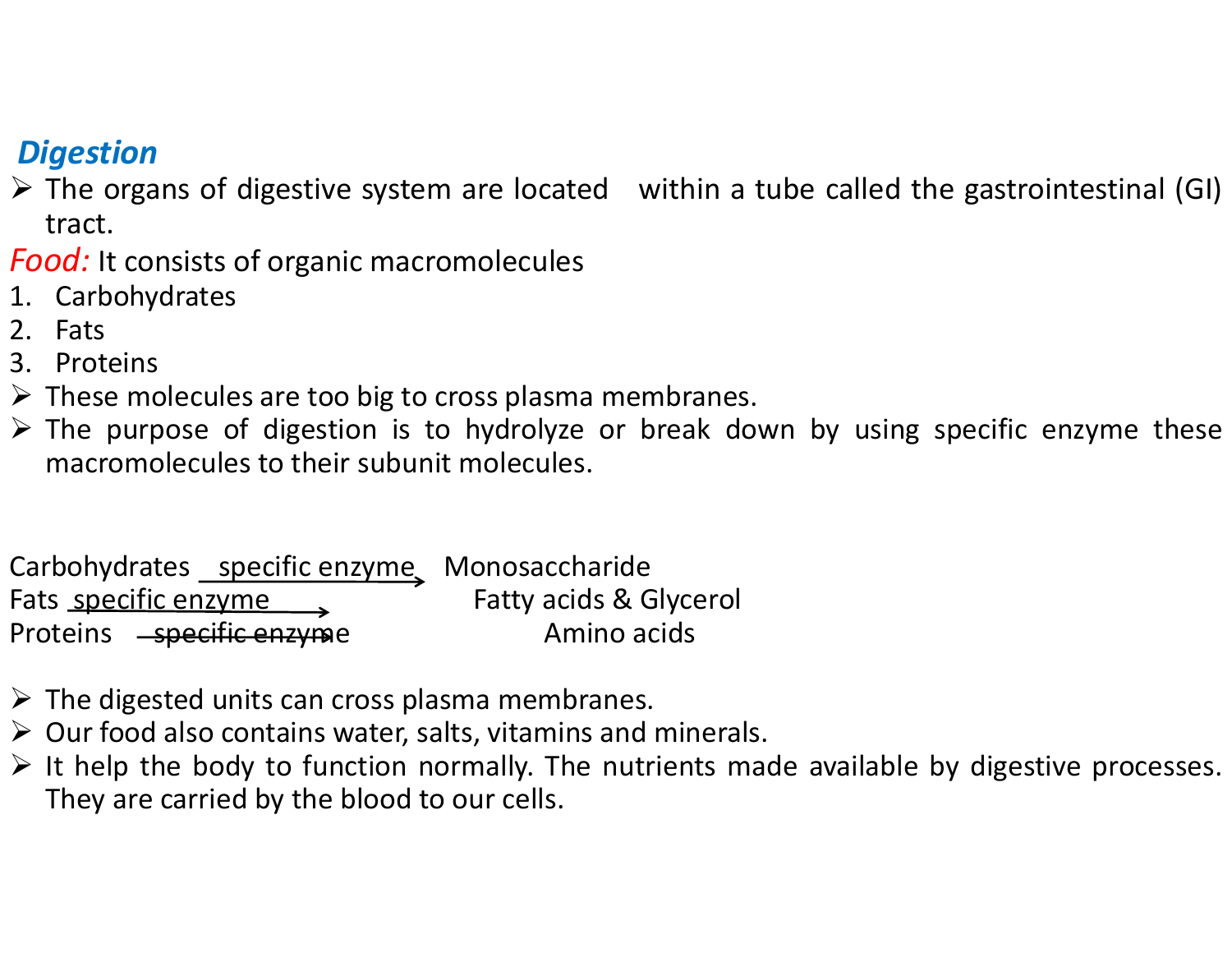## *Digestion*

- The organs of digestive system are located within a tube called the gastrointestinal (GI) tract.

*Food:* It consists of organic macromolecules

1. Carbohydrates
2. Fats
3. Proteins

- These molecules are too big to cross plasma membranes.
- The purpose of digestion is to hydrolyze or break down by using specific enzyme these macromolecules to their subunit molecules.

Carbohydrates $\xrightarrow{\text{specific enzyme}}$ Monosaccharide

Fats $\xrightarrow{\text{specific enzyme}}$ Fatty acids & Glycerol

Proteins $\xrightarrow{\text{specific enzyme}}$ Amino acids

- The digested units can cross plasma membranes.
- Our food also contains water, salts, vitamins and minerals.
- It help the body to function normally. The nutrients made available by digestive processes. They are carried by the blood to our cells.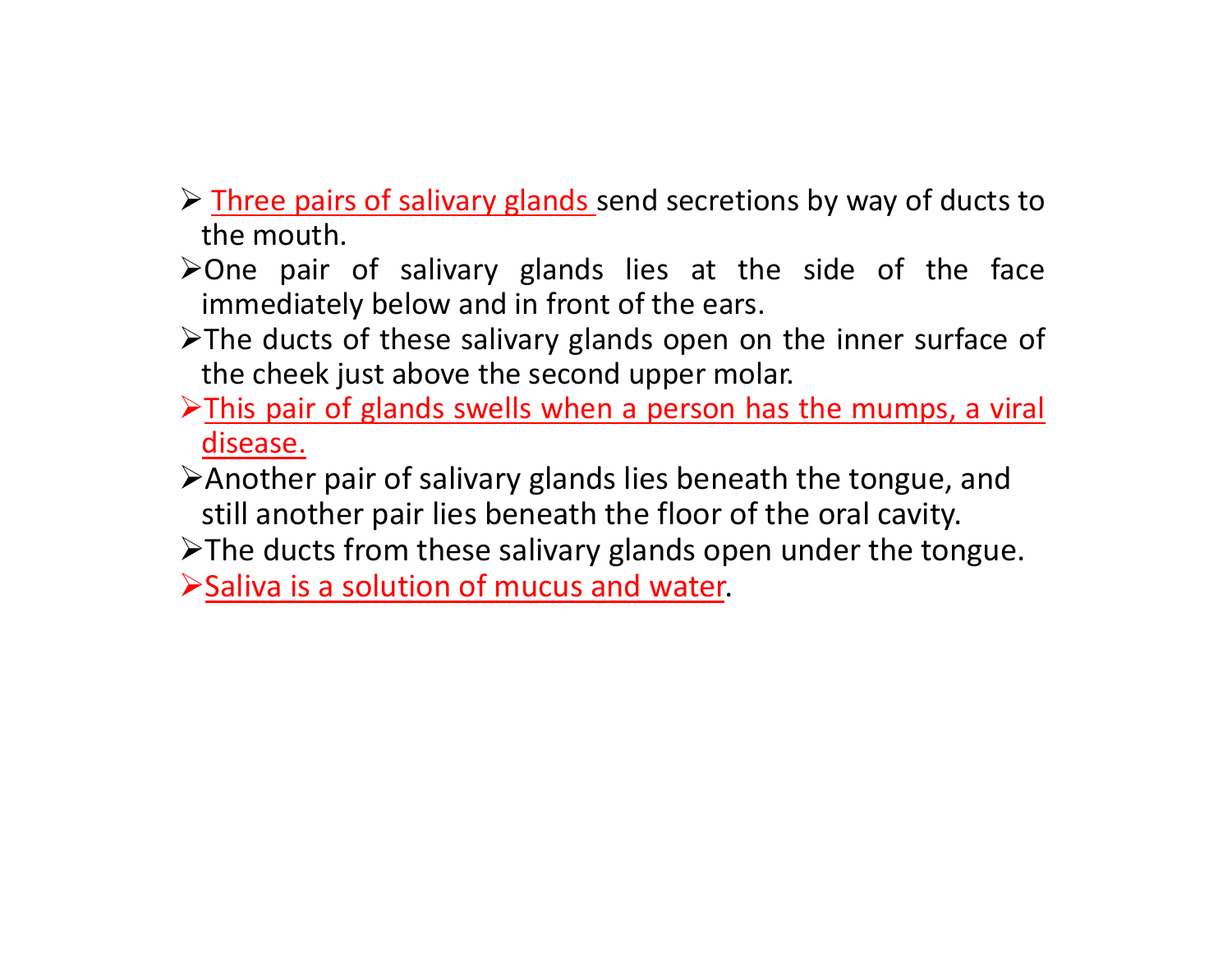- Three pairs of salivary glands send secretions by way of ducts to the mouth.
- One pair of salivary glands lies at the side of the face immediately below and in front of the ears.
- The ducts of these salivary glands open on the inner surface of the cheek just above the second upper molar.
- This pair of glands swells when a person has the mumps, a viral disease.
- Another pair of salivary glands lies beneath the tongue, and still another pair lies beneath the floor of the oral cavity.
- The ducts from these salivary glands open under the tongue.
- Saliva is a solution of mucus and water.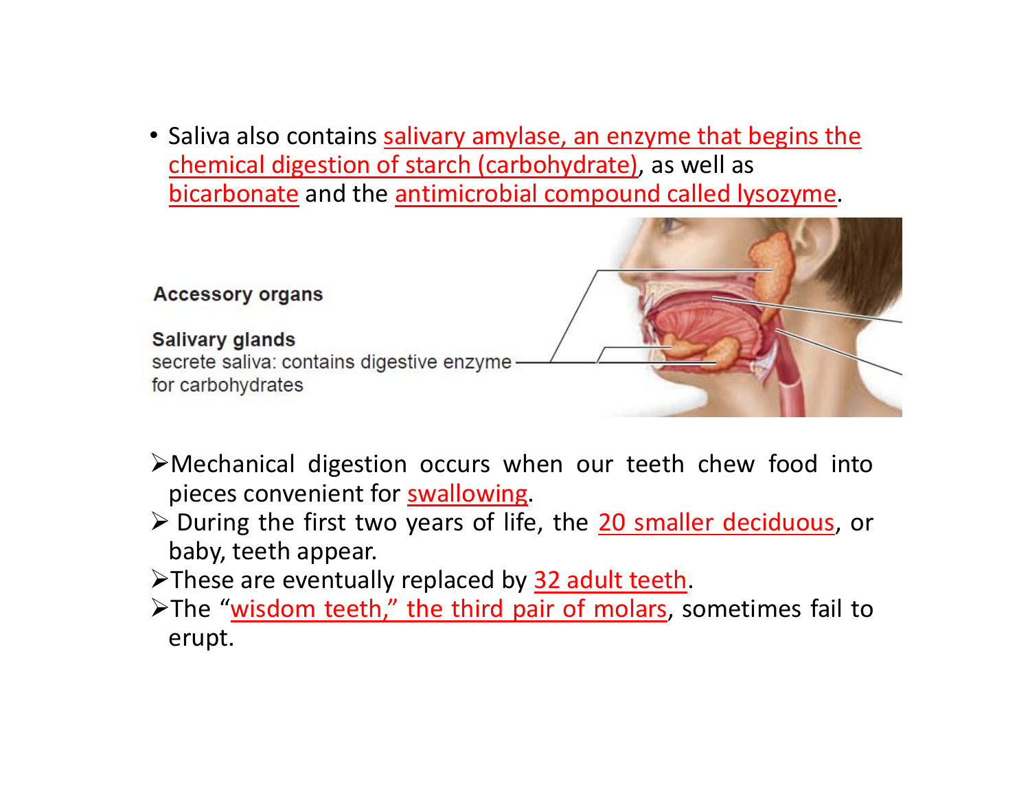- Saliva also contains salivary amylase, an enzyme that begins the chemical digestion of starch (carbohydrate), as well as bicarbonate and the antimicrobial compound called lysozyme.

**Accessory organs**

**Salivary glands**
secrete saliva: contains digestive enzyme for carbohydrates

- Mechanical digestion occurs when our teeth chew food into pieces convenient for swallowing.
- During the first two years of life, the 20 smaller deciduous, or baby, teeth appear.
- These are eventually replaced by 32 adult teeth.
- The "wisdom teeth," the third pair of molars, sometimes fail to erupt.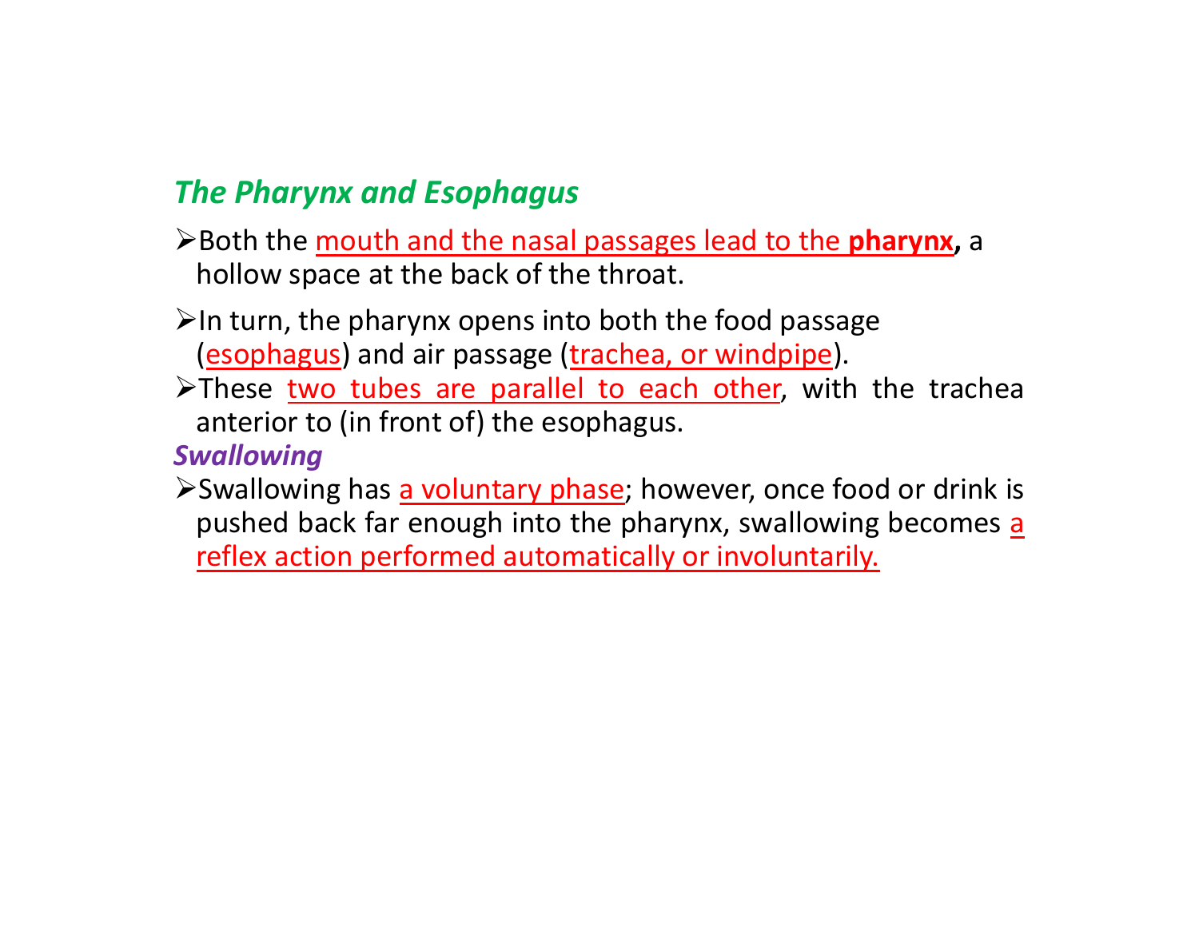## *The Pharynx and Esophagus*

- Both the mouth and the nasal passages lead to the **pharynx,** a hollow space at the back of the throat.
- In turn, the pharynx opens into both the food passage (esophagus) and air passage (trachea, or windpipe).
- These two tubes are parallel to each other, with the trachea anterior to (in front of) the esophagus.

### *Swallowing*

- Swallowing has a voluntary phase; however, once food or drink is pushed back far enough into the pharynx, swallowing becomes a reflex action performed automatically or involuntarily.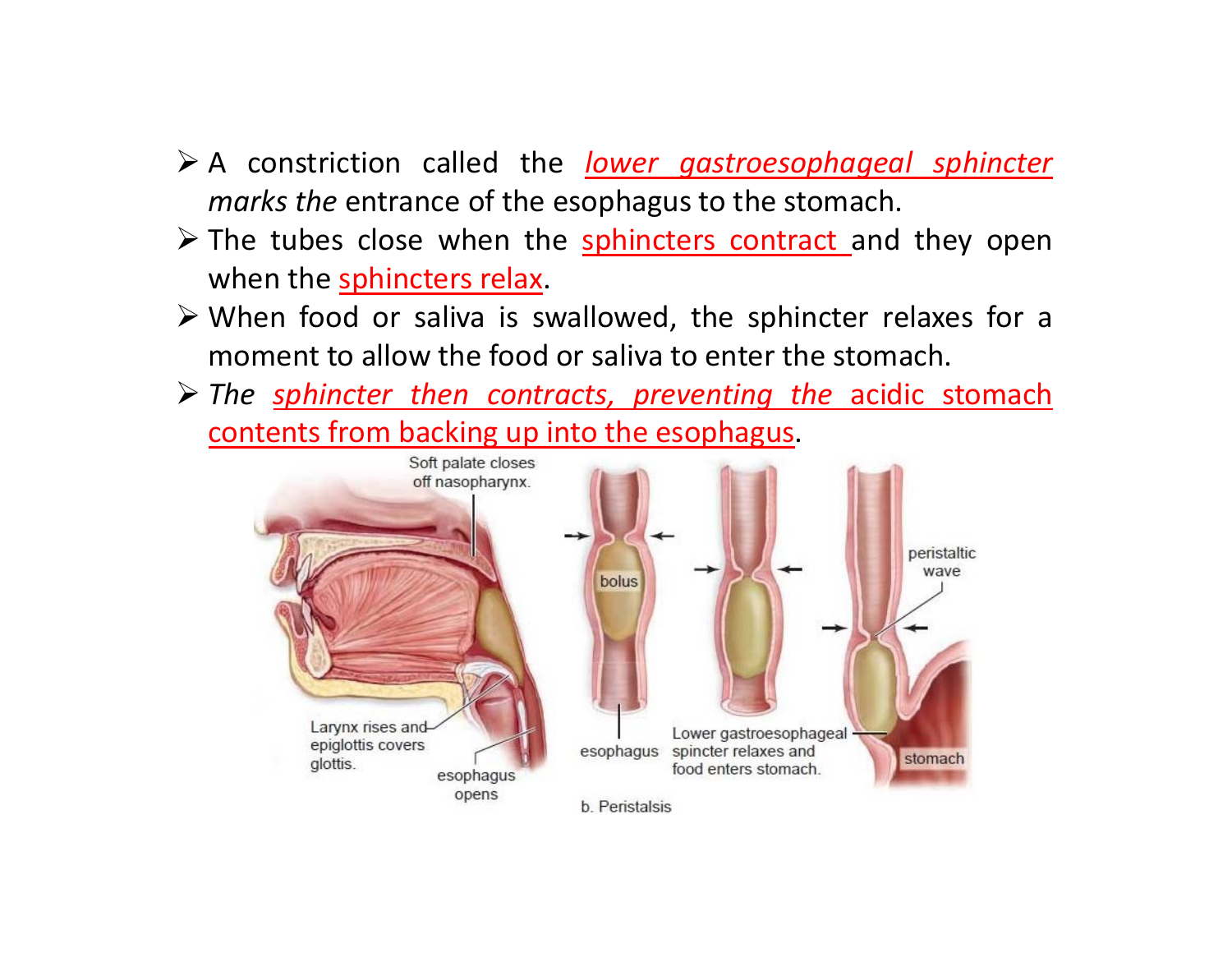- A constriction called the *lower gastroesophageal sphincter marks the* entrance of the esophagus to the stomach.
- The tubes close when the sphincters contract and they open when the sphincters relax.
- When food or saliva is swallowed, the sphincter relaxes for a moment to allow the food or saliva to enter the stomach.
- *The* sphincter then contracts, preventing the acidic stomach contents from backing up into the esophagus.

Soft palate closes off nasopharynx.

Larynx rises and epiglottis covers glottis.

esophagus opens

bolus

esophagus

Lower gastroesophageal spincter relaxes and food enters stomach.

peristaltic wave

stomach

b. Peristalsis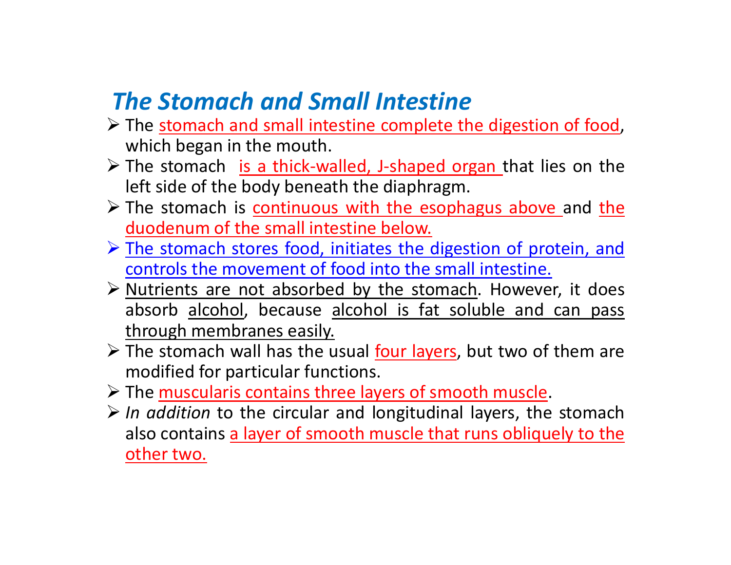## *The Stomach and Small Intestine*

- The stomach and small intestine complete the digestion of food, which began in the mouth.
- The stomach is a thick-walled, J-shaped organ that lies on the left side of the body beneath the diaphragm.
- The stomach is continuous with the esophagus above and the duodenum of the small intestine below.
- The stomach stores food, initiates the digestion of protein, and controls the movement of food into the small intestine.
- Nutrients are not absorbed by the stomach. However, it does absorb alcohol, because alcohol is fat soluble and can pass through membranes easily.
- The stomach wall has the usual four layers, but two of them are modified for particular functions.
- The muscularis contains three layers of smooth muscle.
- *In addition* to the circular and longitudinal layers, the stomach also contains a layer of smooth muscle that runs obliquely to the other two.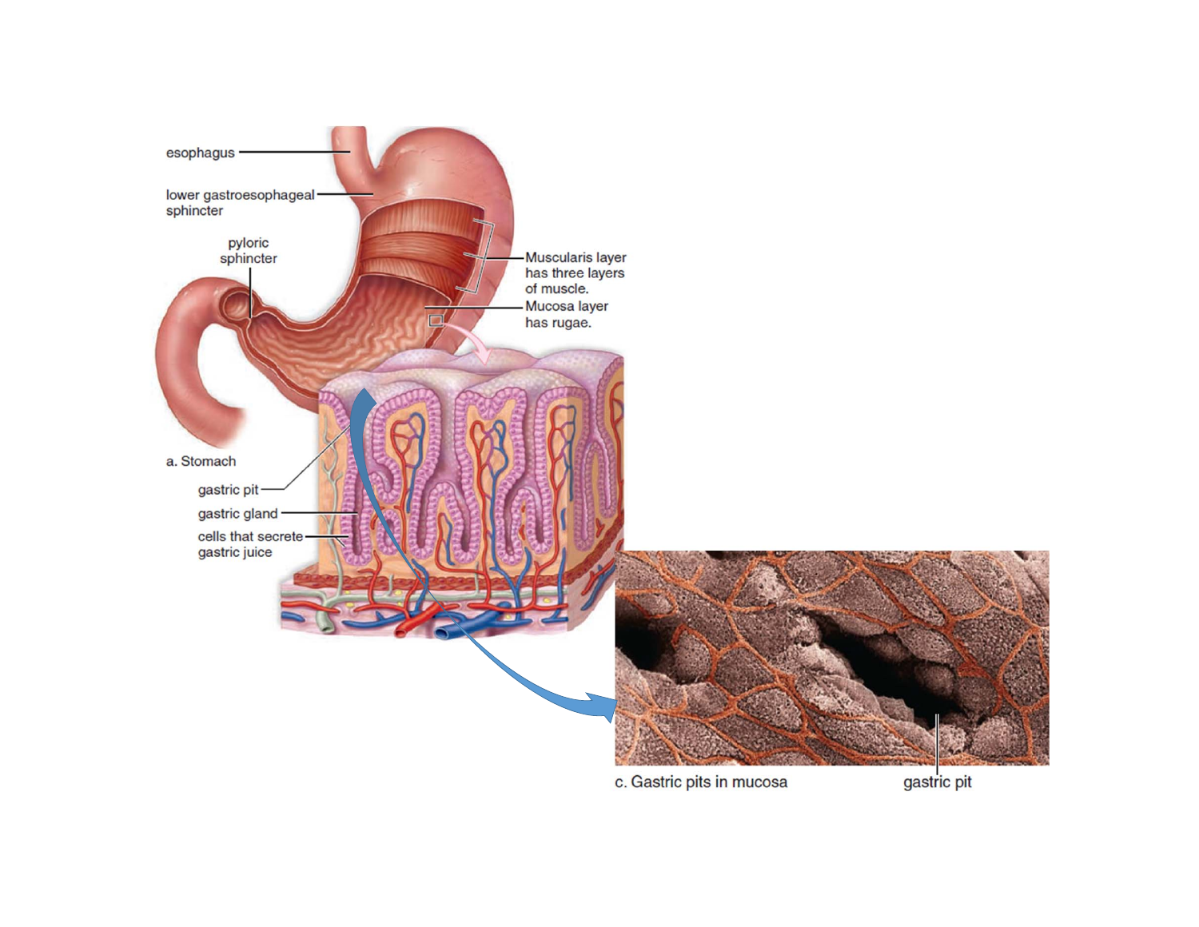esophagus

lower gastroesophageal sphincter

pyloric sphincter

Muscularis layer has three layers of muscle.

Mucosa layer has rugae.

a. Stomach

gastric pit

gastric gland

cells that secrete gastric juice

c. Gastric pits in mucosa

gastric pit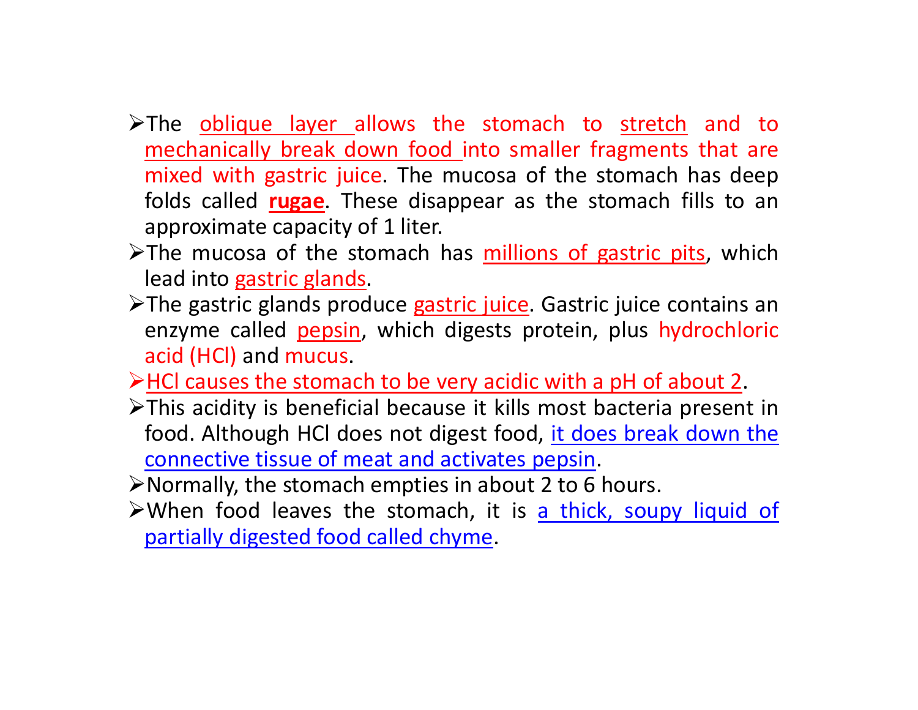- The oblique layer allows the stomach to stretch and to mechanically break down food into smaller fragments that are mixed with gastric juice. The mucosa of the stomach has deep folds called **rugae**. These disappear as the stomach fills to an approximate capacity of 1 liter.
- The mucosa of the stomach has millions of gastric pits, which lead into gastric glands.
- The gastric glands produce gastric juice. Gastric juice contains an enzyme called pepsin, which digests protein, plus hydrochloric acid (HCl) and mucus.
- HCl causes the stomach to be very acidic with a pH of about 2.
- This acidity is beneficial because it kills most bacteria present in food. Although HCl does not digest food, it does break down the connective tissue of meat and activates pepsin.
- Normally, the stomach empties in about 2 to 6 hours.
- When food leaves the stomach, it is a thick, soupy liquid of partially digested food called chyme.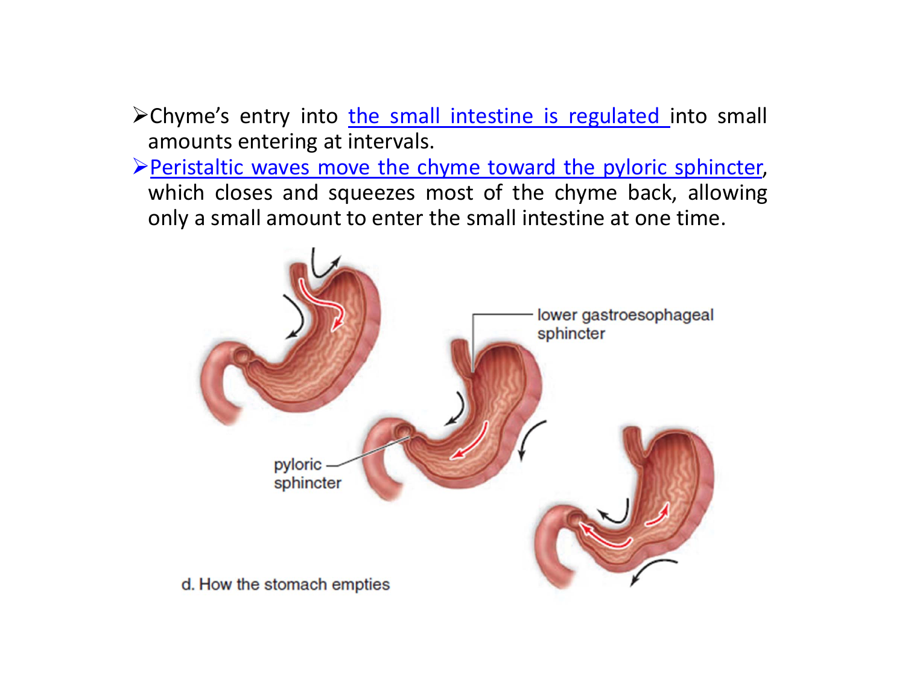- Chyme's entry into the small intestine is regulated into small amounts entering at intervals.
- Peristaltic waves move the chyme toward the pyloric sphincter, which closes and squeezes most of the chyme back, allowing only a small amount to enter the small intestine at one time.

lower gastroesophageal sphincter

pyloric sphincter

d. How the stomach empties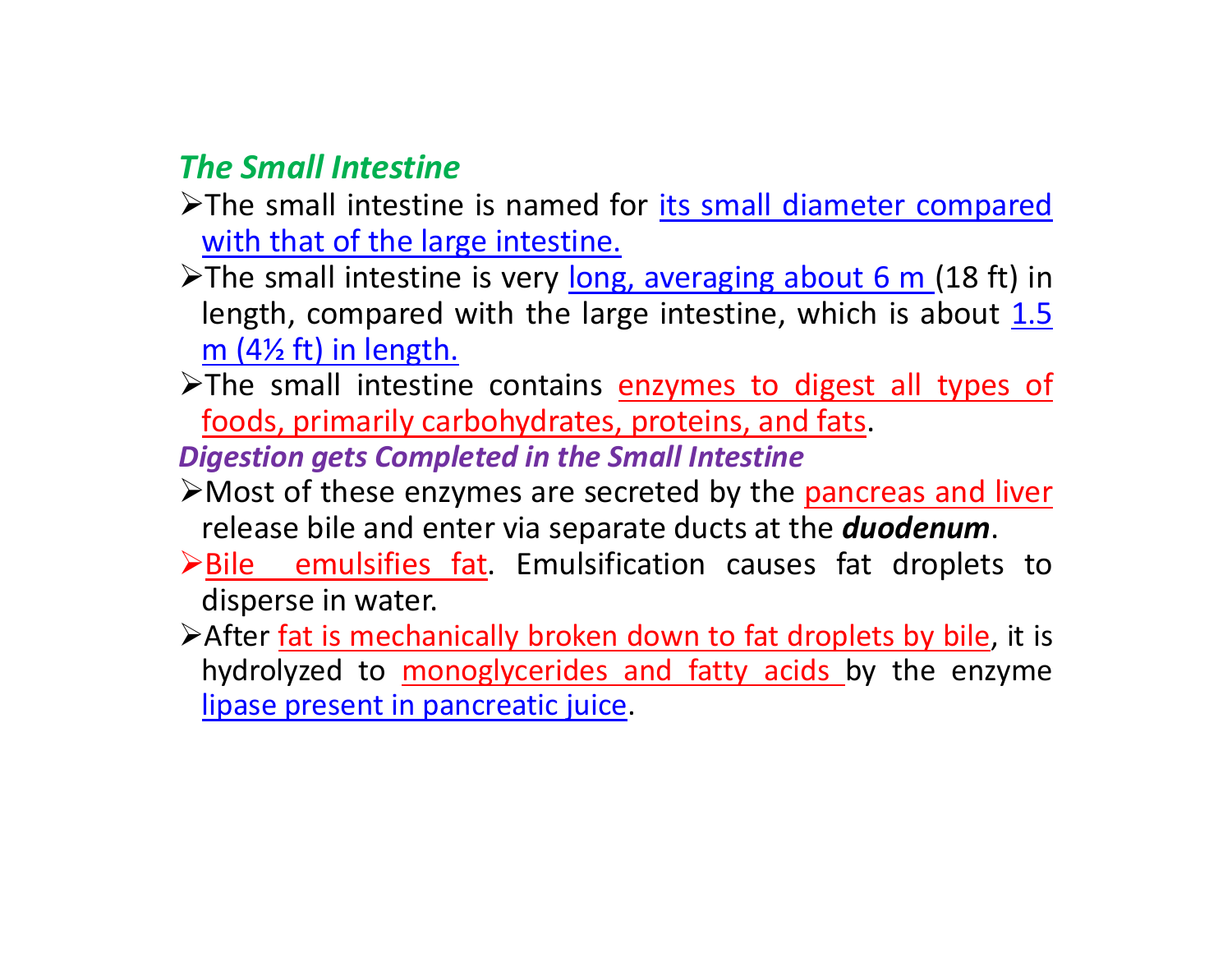### *The Small Intestine*

- The small intestine is named for its small diameter compared with that of the large intestine.
- The small intestine is very long, averaging about 6 m (18 ft) in length, compared with the large intestine, which is about 1.5 m (4½ ft) in length.
- The small intestine contains enzymes to digest all types of foods, primarily carbohydrates, proteins, and fats.

### *Digestion gets Completed in the Small Intestine*

- Most of these enzymes are secreted by the pancreas and liver release bile and enter via separate ducts at the ***duodenum***.
- Bile emulsifies fat. Emulsification causes fat droplets to disperse in water.
- After fat is mechanically broken down to fat droplets by bile, it is hydrolyzed to monoglycerides and fatty acids by the enzyme lipase present in pancreatic juice.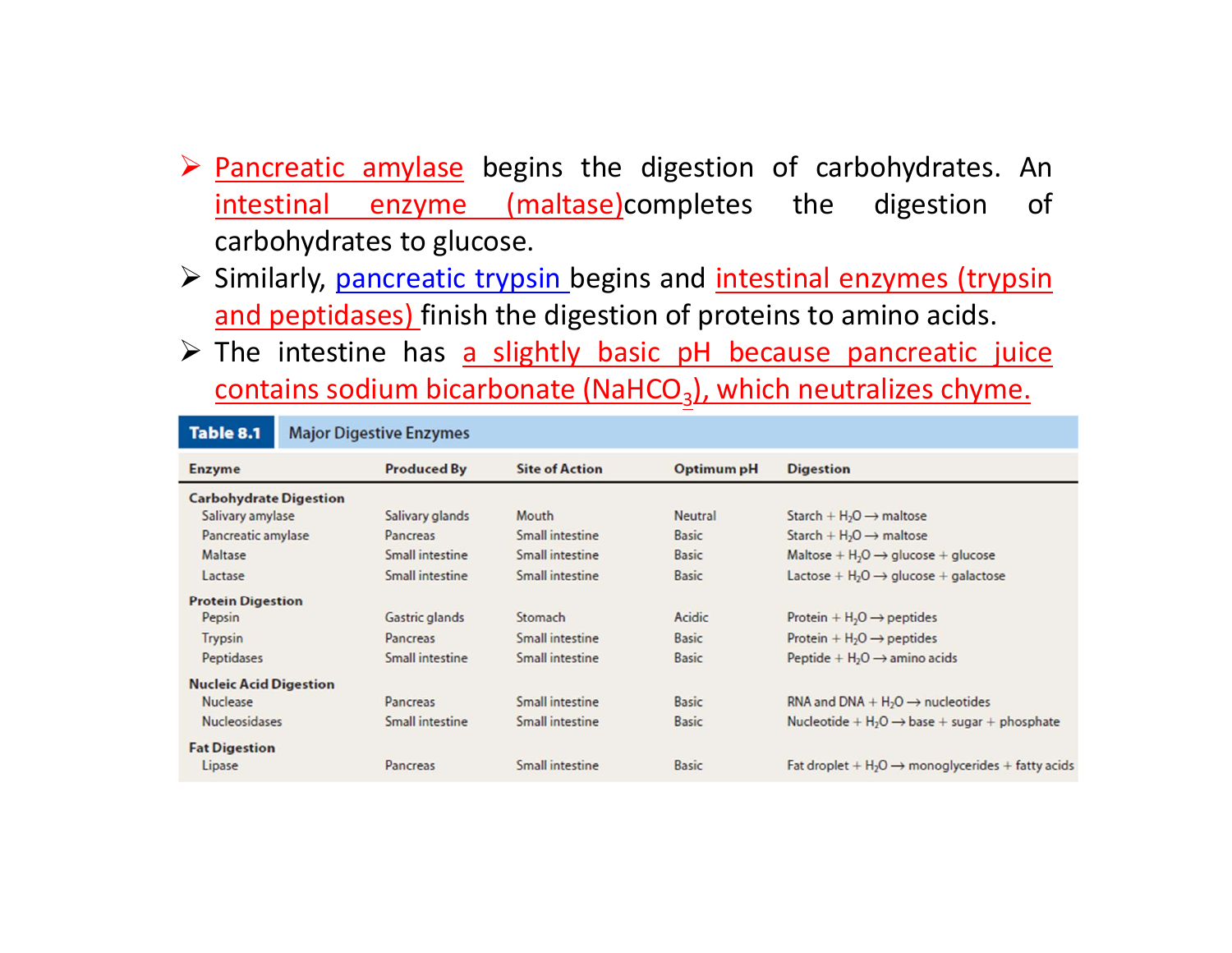- Pancreatic amylase begins the digestion of carbohydrates. An intestinal enzyme (maltase)completes the digestion of carbohydrates to glucose.
- Similarly, pancreatic trypsin begins and intestinal enzymes (trypsin and peptidases) finish the digestion of proteins to amino acids.
- The intestine has a slightly basic pH because pancreatic juice contains sodium bicarbonate ($NaHCO_3$), which neutralizes chyme.

**Table 8.1** Major Digestive Enzymes

| Enzyme | Produced By | Site of Action | Optimum pH | Digestion |
|---|---|---|---|---|
| **Carbohydrate Digestion** | | | | |
| Salivary amylase | Salivary glands | Mouth | Neutral | Starch + $H_2O$ → maltose |
| Pancreatic amylase | Pancreas | Small intestine | Basic | Starch + $H_2O$ → maltose |
| Maltase | Small intestine | Small intestine | Basic | Maltose + $H_2O$ → glucose + glucose |
| Lactase | Small intestine | Small intestine | Basic | Lactose + $H_2O$ → glucose + galactose |
| **Protein Digestion** | | | | |
| Pepsin | Gastric glands | Stomach | Acidic | Protein + $H_2O$ → peptides |
| Trypsin | Pancreas | Small intestine | Basic | Protein + $H_2O$ → peptides |
| Peptidases | Small intestine | Small intestine | Basic | Peptide + $H_2O$ → amino acids |
| **Nucleic Acid Digestion** | | | | |
| Nuclease | Pancreas | Small intestine | Basic | RNA and DNA + $H_2O$ → nucleotides |
| Nucleosidases | Small intestine | Small intestine | Basic | Nucleotide + $H_2O$ → base + sugar + phosphate |
| **Fat Digestion** | | | | |
| Lipase | Pancreas | Small intestine | Basic | Fat droplet + $H_2O$ → monoglycerides + fatty acids |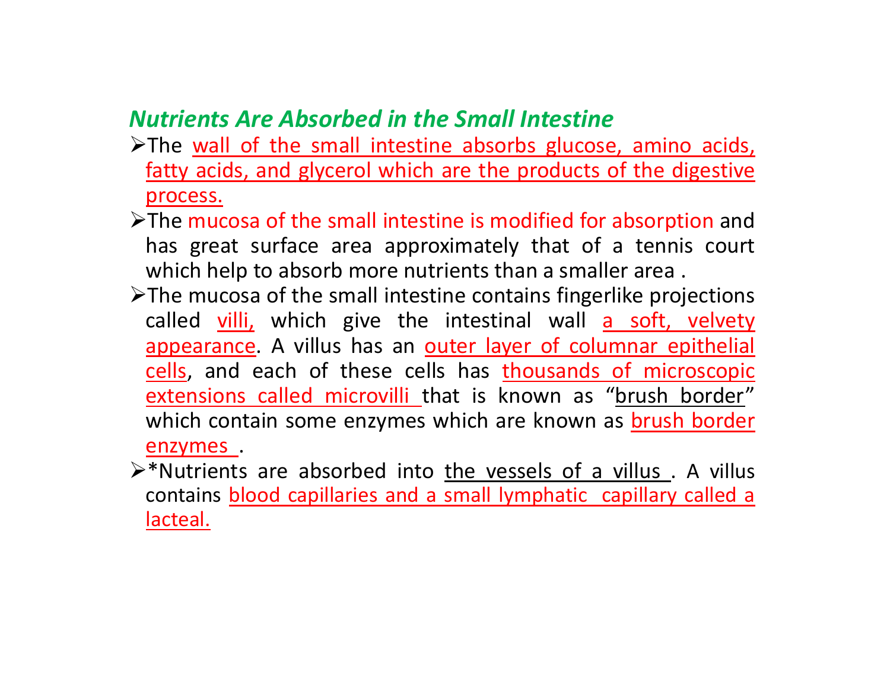## *Nutrients Are Absorbed in the Small Intestine*

- The wall of the small intestine absorbs glucose, amino acids, fatty acids, and glycerol which are the products of the digestive process.
- The mucosa of the small intestine is modified for absorption and has great surface area approximately that of a tennis court which help to absorb more nutrients than a smaller area .
- The mucosa of the small intestine contains fingerlike projections called villi, which give the intestinal wall a soft, velvety appearance. A villus has an outer layer of columnar epithelial cells, and each of these cells has thousands of microscopic extensions called microvilli that is known as "brush border" which contain some enzymes which are known as brush border enzymes .
- *Nutrients are absorbed into the vessels of a villus . A villus contains blood capillaries and a small lymphatic capillary called a lacteal.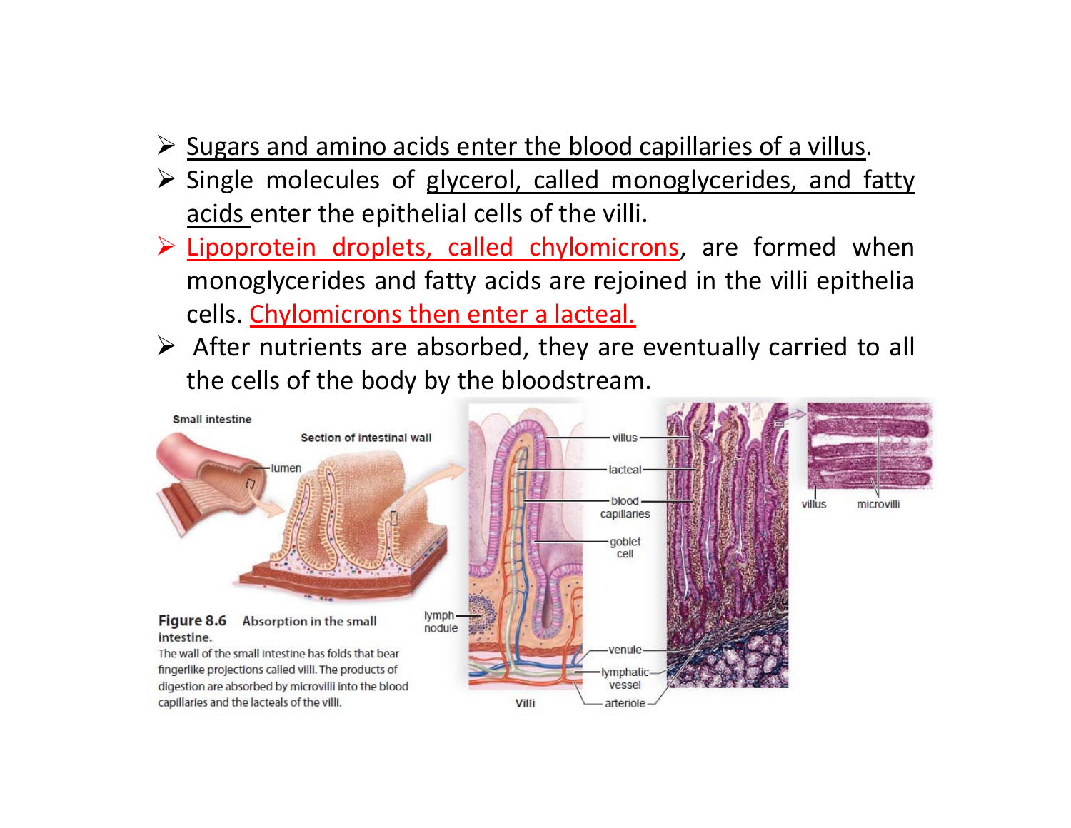- Sugars and amino acids enter the blood capillaries of a villus.
- Single molecules of glycerol, called monoglycerides, and fatty acids enter the epithelial cells of the villi.
- Lipoprotein droplets, called chylomicrons, are formed when monoglycerides and fatty acids are rejoined in the villi epithelia cells. Chylomicrons then enter a lacteal.
- After nutrients are absorbed, they are eventually carried to all the cells of the body by the bloodstream.

**Figure 8.6** Absorption in the small intestine.
The wall of the small intestine has folds that bear fingerlike projections called villi. The products of digestion are absorbed by microvilli into the blood capillaries and the lacteals of the villi.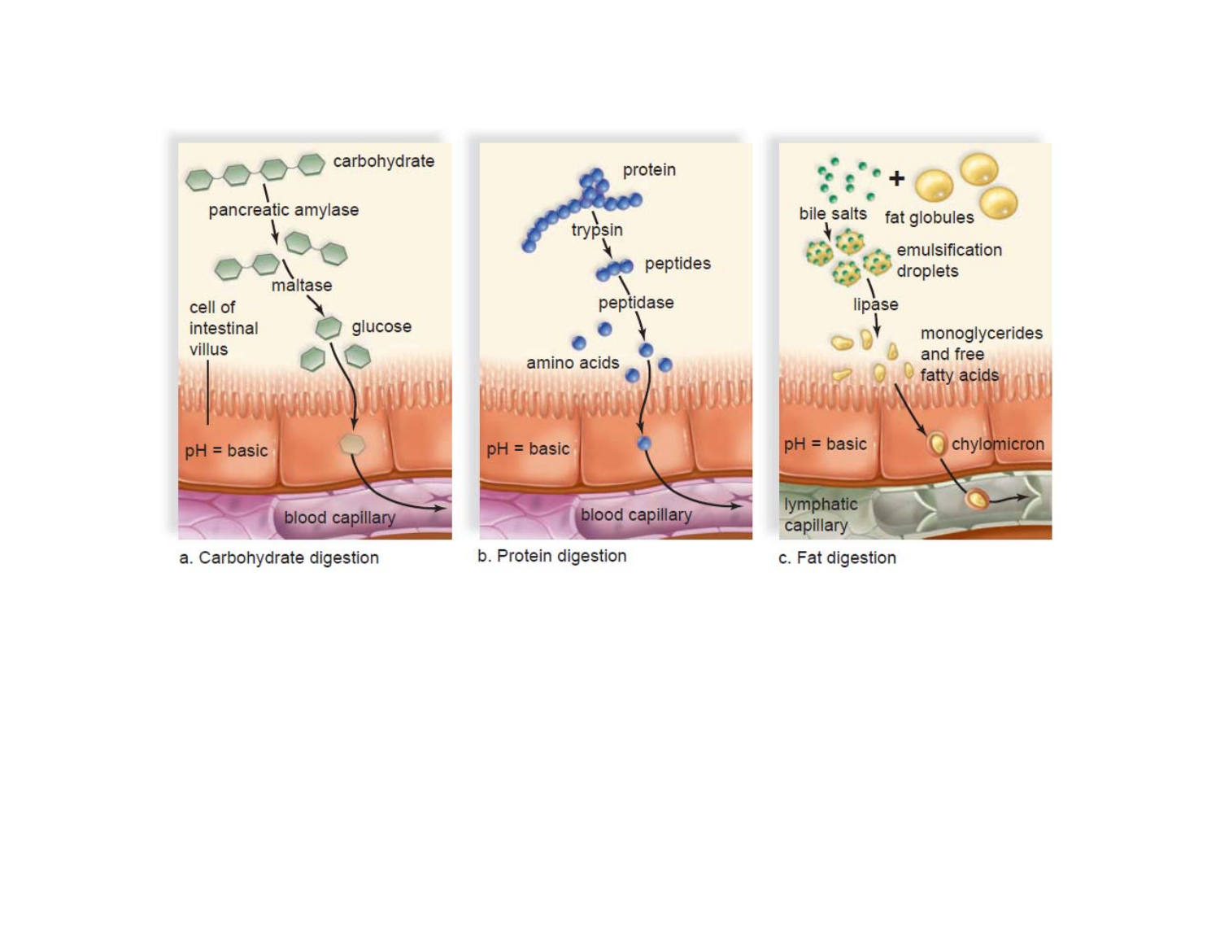carbohydrate
pancreatic amylase
maltase
cell of intestinal villus
glucose
pH = basic
blood capillary

a. Carbohydrate digestion

protein
trypsin
peptides
peptidase
amino acids
pH = basic
blood capillary

b. Protein digestion

bile salts
+
fat globules
emulsification droplets
lipase
monoglycerides and free fatty acids
pH = basic
chylomicron
lymphatic capillary

c. Fat digestion